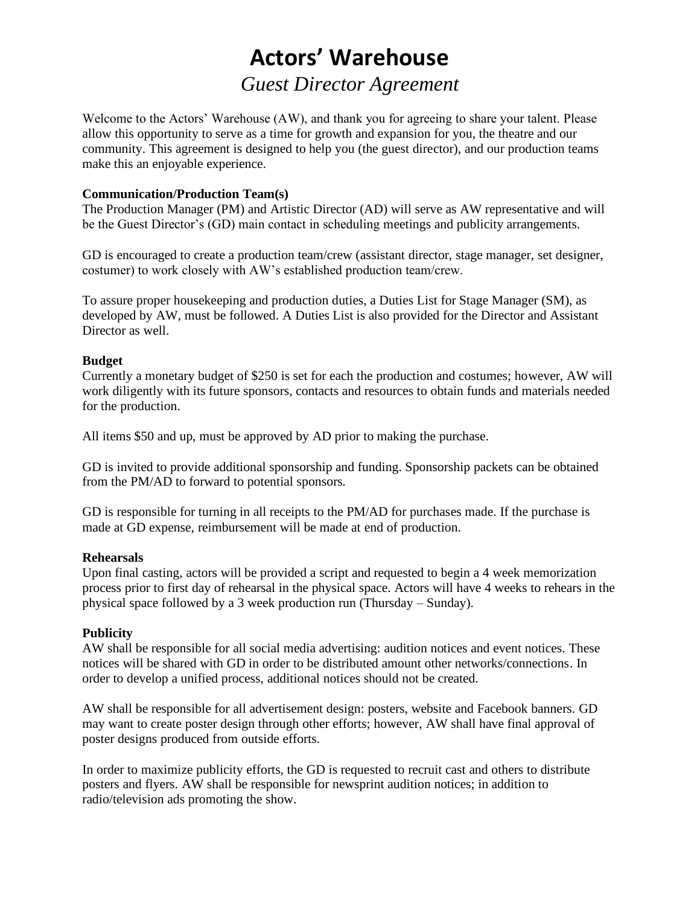# Actors' Warehouse

*Guest Director Agreement*

Welcome to the Actors' Warehouse (AW), and thank you for agreeing to share your talent. Please allow this opportunity to serve as a time for growth and expansion for you, the theatre and our community. This agreement is designed to help you (the guest director), and our production teams make this an enjoyable experience.

**Communication/Production Team(s)**

The Production Manager (PM) and Artistic Director (AD) will serve as AW representative and will be the Guest Director's (GD) main contact in scheduling meetings and publicity arrangements.

GD is encouraged to create a production team/crew (assistant director, stage manager, set designer, costumer) to work closely with AW's established production team/crew.

To assure proper housekeeping and production duties, a Duties List for Stage Manager (SM), as developed by AW, must be followed. A Duties List is also provided for the Director and Assistant Director as well.

**Budget**

Currently a monetary budget of $250 is set for each the production and costumes; however, AW will work diligently with its future sponsors, contacts and resources to obtain funds and materials needed for the production.

All items $50 and up, must be approved by AD prior to making the purchase.

GD is invited to provide additional sponsorship and funding. Sponsorship packets can be obtained from the PM/AD to forward to potential sponsors.

GD is responsible for turning in all receipts to the PM/AD for purchases made. If the purchase is made at GD expense, reimbursement will be made at end of production.

**Rehearsals**

Upon final casting, actors will be provided a script and requested to begin a 4 week memorization process prior to first day of rehearsal in the physical space. Actors will have 4 weeks to rehears in the physical space followed by a 3 week production run (Thursday – Sunday).

**Publicity**

AW shall be responsible for all social media advertising: audition notices and event notices. These notices will be shared with GD in order to be distributed amount other networks/connections. In order to develop a unified process, additional notices should not be created.

AW shall be responsible for all advertisement design: posters, website and Facebook banners. GD may want to create poster design through other efforts; however, AW shall have final approval of poster designs produced from outside efforts.

In order to maximize publicity efforts, the GD is requested to recruit cast and others to distribute posters and flyers. AW shall be responsible for newsprint audition notices; in addition to radio/television ads promoting the show.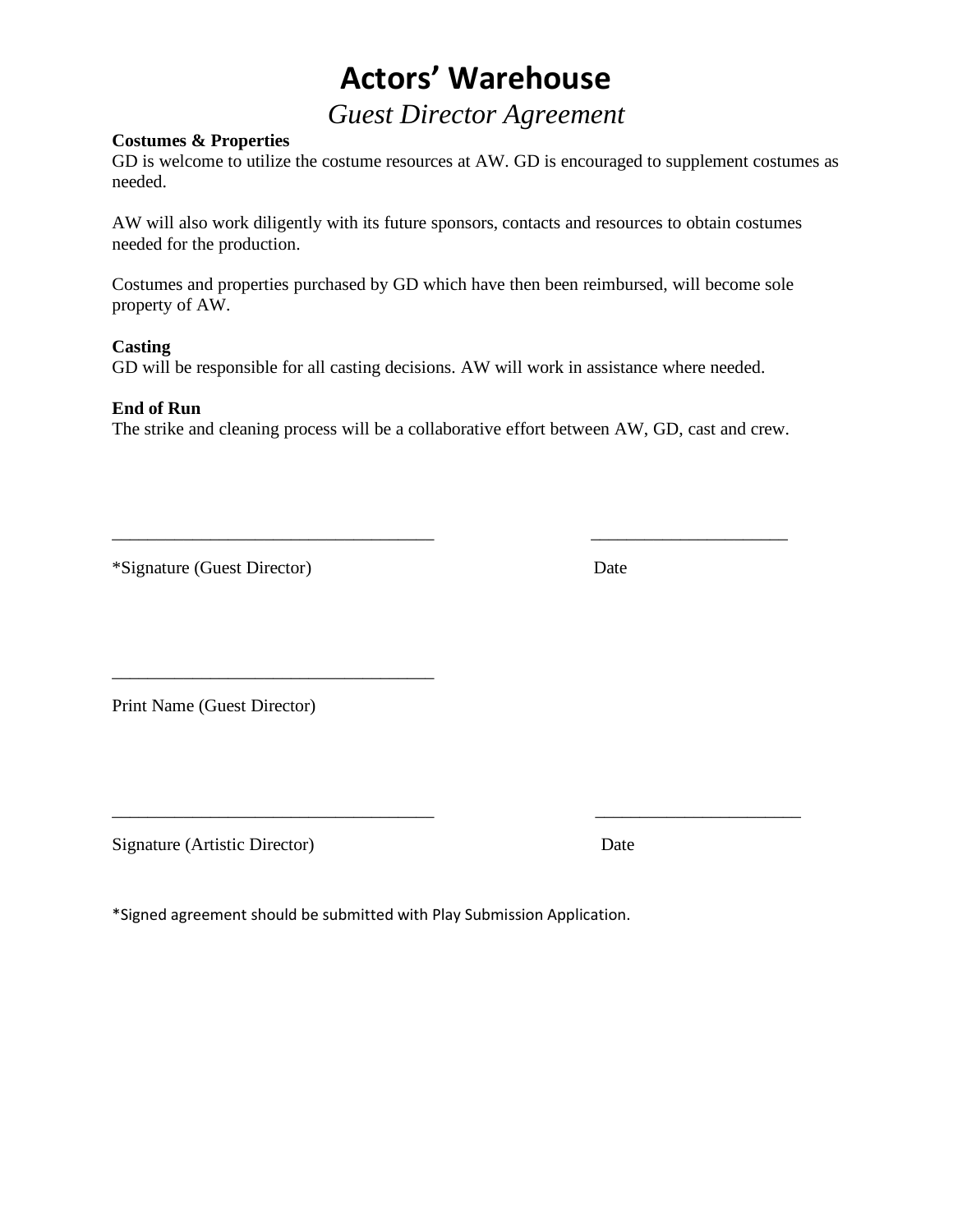# Actors' Warehouse

*Guest Director Agreement*

**Costumes & Properties**

GD is welcome to utilize the costume resources at AW. GD is encouraged to supplement costumes as needed.

AW will also work diligently with its future sponsors, contacts and resources to obtain costumes needed for the production.

Costumes and properties purchased by GD which have then been reimbursed, will become sole property of AW.

**Casting**

GD will be responsible for all casting decisions. AW will work in assistance where needed.

**End of Run**

The strike and cleaning process will be a collaborative effort between AW, GD, cast and crew.

___________________________________ _____________________

*Signature (Guest Director) Date

___________________________________

Print Name (Guest Director)

___________________________________ ______________________

Signature (Artistic Director) Date

*Signed agreement should be submitted with Play Submission Application.